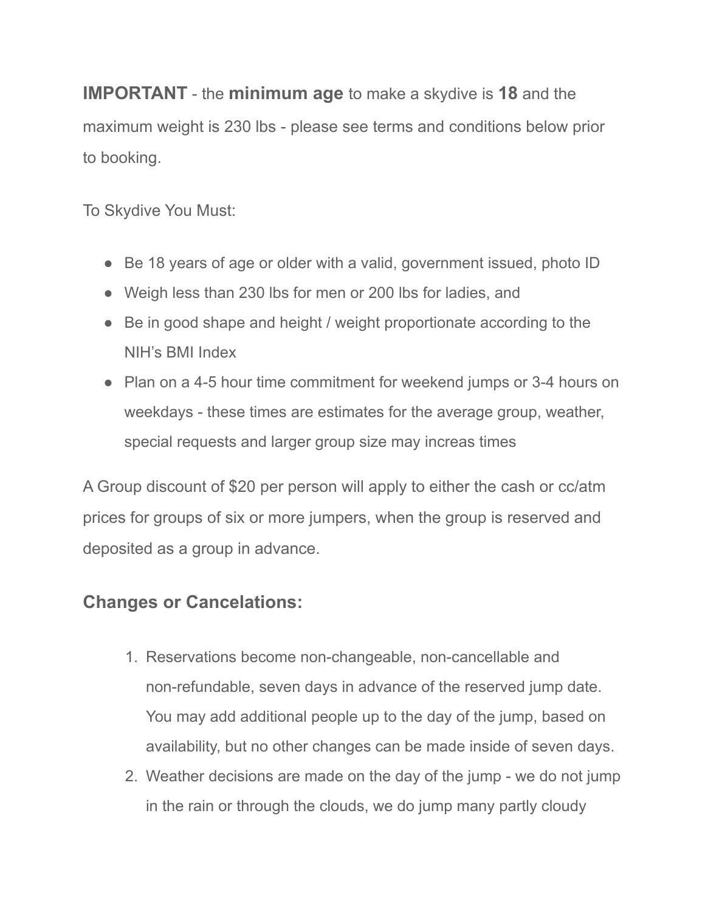**IMPORTANT** - the **minimum age** to make a skydive is **18** and the maximum weight is 230 lbs - please see terms and conditions below prior to booking.

To Skydive You Must:

- Be 18 years of age or older with a valid, government issued, photo ID
- Weigh less than 230 lbs for men or 200 lbs for ladies, and
- Be in good shape and height / weight proportionate according to the NIH's BMI Index
- Plan on a 4-5 hour time commitment for weekend jumps or 3-4 hours on weekdays - these times are estimates for the average group, weather, special requests and larger group size may increas times

A Group discount of $20 per person will apply to either the cash or cc/atm prices for groups of six or more jumpers, when the group is reserved and deposited as a group in advance.

## Changes or Cancelations:

1. Reservations become non-changeable, non-cancellable and non-refundable, seven days in advance of the reserved jump date. You may add additional people up to the day of the jump, based on availability, but no other changes can be made inside of seven days.
2. Weather decisions are made on the day of the jump - we do not jump in the rain or through the clouds, we do jump many partly cloudy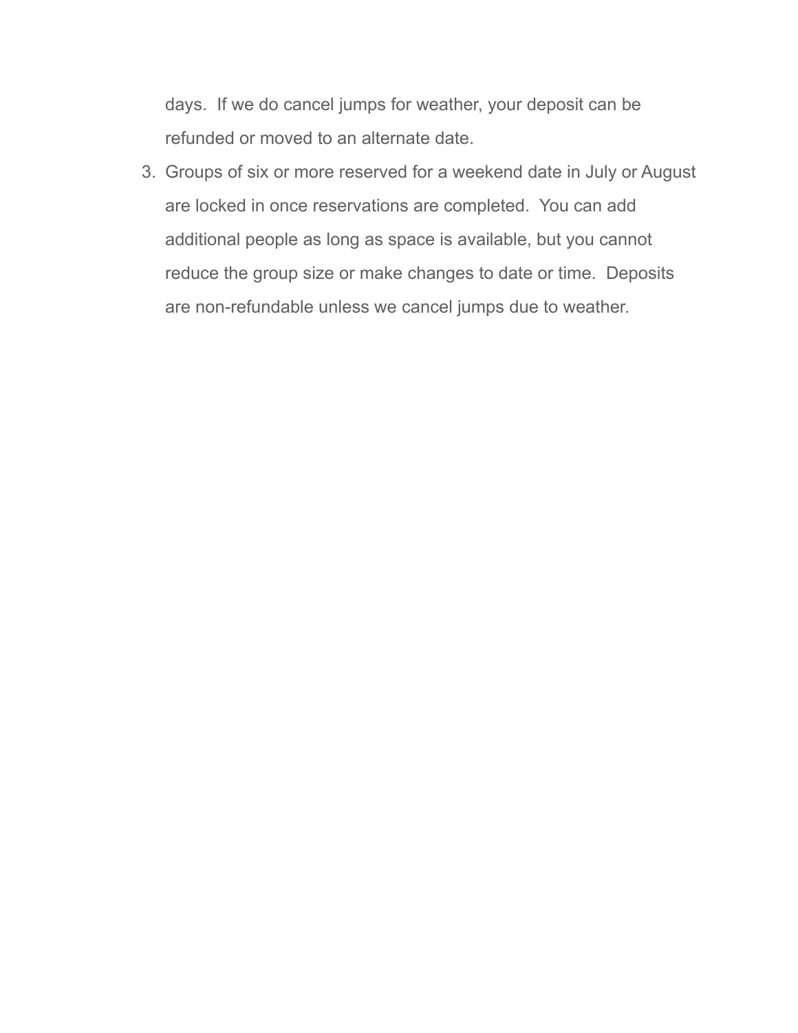days.  If we do cancel jumps for weather, your deposit can be refunded or moved to an alternate date.

3. Groups of six or more reserved for a weekend date in July or August are locked in once reservations are completed.  You can add additional people as long as space is available, but you cannot reduce the group size or make changes to date or time.  Deposits are non-refundable unless we cancel jumps due to weather.